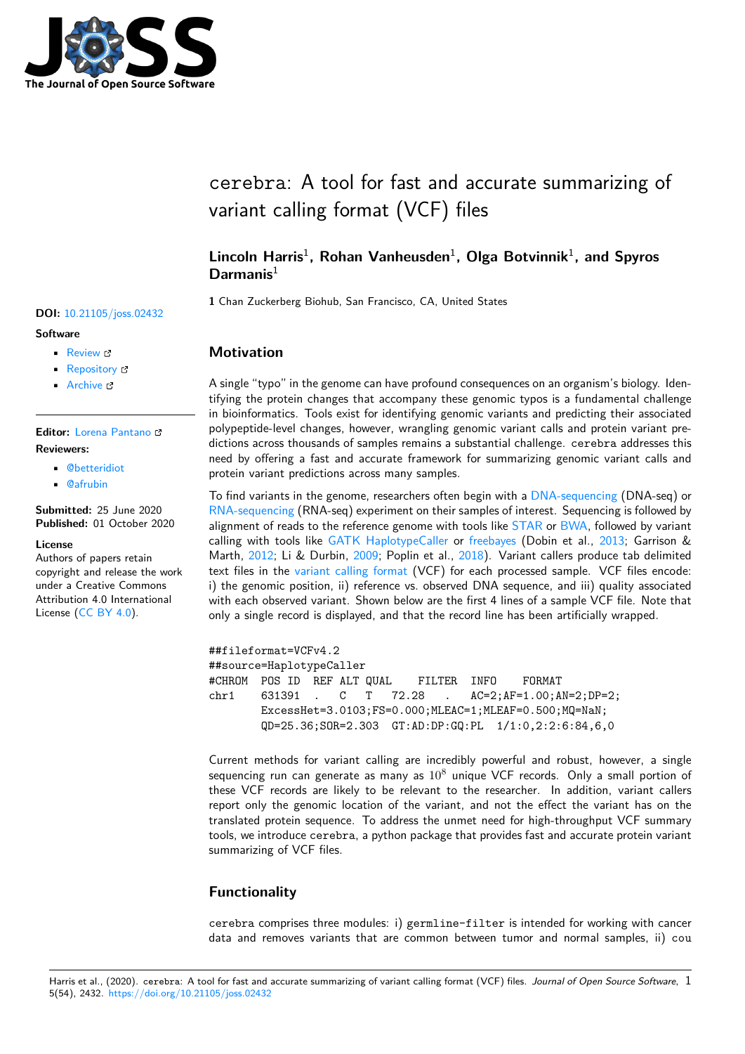# cerebra: A tool for fast and accurate summarizing of variant calling format (VCF) files

**Lincoln Harris**[1], **Rohan Vanheusden**[1], **Olga Botvinnik**[1], **and Spyros Darmanis**[1]

**1** Chan Zuckerberg Biohub, San Francisco, CA, United States

**DOI:** 10.21105/joss.02432

**Software**

- Review
- Repository
- Archive

**Editor:** Lorena Pantano

**Reviewers:**

- @betteridiot
- @afrubin

**Submitted:** 25 June 2020
**Published:** 01 October 2020

**License**
Authors of papers retain copyright and release the work under a Creative Commons Attribution 4.0 International License (CC BY 4.0).

## Motivation

A single "typo" in the genome can have profound consequences on an organism's biology. Identifying the protein changes that accompany these genomic typos is a fundamental challenge in bioinformatics. Tools exist for identifying genomic variants and predicting their associated polypeptide-level changes, however, wrangling genomic variant calls and protein variant predictions across thousands of samples remains a substantial challenge. `cerebra` addresses this need by offering a fast and accurate framework for summarizing genomic variant calls and protein variant predictions across many samples.

To find variants in the genome, researchers often begin with a DNA-sequencing (DNA-seq) or RNA-sequencing (RNA-seq) experiment on their samples of interest. Sequencing is followed by alignment of reads to the reference genome with tools like STAR or BWA, followed by variant calling with tools like GATK HaplotypeCaller or freebayes (Dobin et al., 2013; Garrison & Marth, 2012; Li & Durbin, 2009; Poplin et al., 2018). Variant callers produce tab delimited text files in the variant calling format (VCF) for each processed sample. VCF files encode: i) the genomic position, ii) reference vs. observed DNA sequence, and iii) quality associated with each observed variant. Shown below are the first 4 lines of a sample VCF file. Note that only a single record is displayed, and that the record line has been artificially wrapped.

```
##fileformat=VCFv4.2
##source=HaplotypeCaller
#CHROM  POS ID  REF ALT QUAL    FILTER  INFO    FORMAT
chr1    631391  .   C   T   72.28   .   AC=2;AF=1.00;AN=2;DP=2;
        ExcessHet=3.0103;FS=0.000;MLEAC=1;MLEAF=0.500;MQ=NaN;
        QD=25.36;SOR=2.303  GT:AD:DP:GQ:PL  1/1:0,2:2:6:84,6,0
```

Current methods for variant calling are incredibly powerful and robust, however, a single sequencing run can generate as many as $10^8$ unique VCF records. Only a small portion of these VCF records are likely to be relevant to the researcher. In addition, variant callers report only the genomic location of the variant, and not the effect the variant has on the translated protein sequence. To address the unmet need for high-throughput VCF summary tools, we introduce `cerebra`, a python package that provides fast and accurate protein variant summarizing of VCF files.

## Functionality

`cerebra` comprises three modules: i) `germline-filter` is intended for working with cancer data and removes variants that are common between tumor and normal samples, ii) `cou`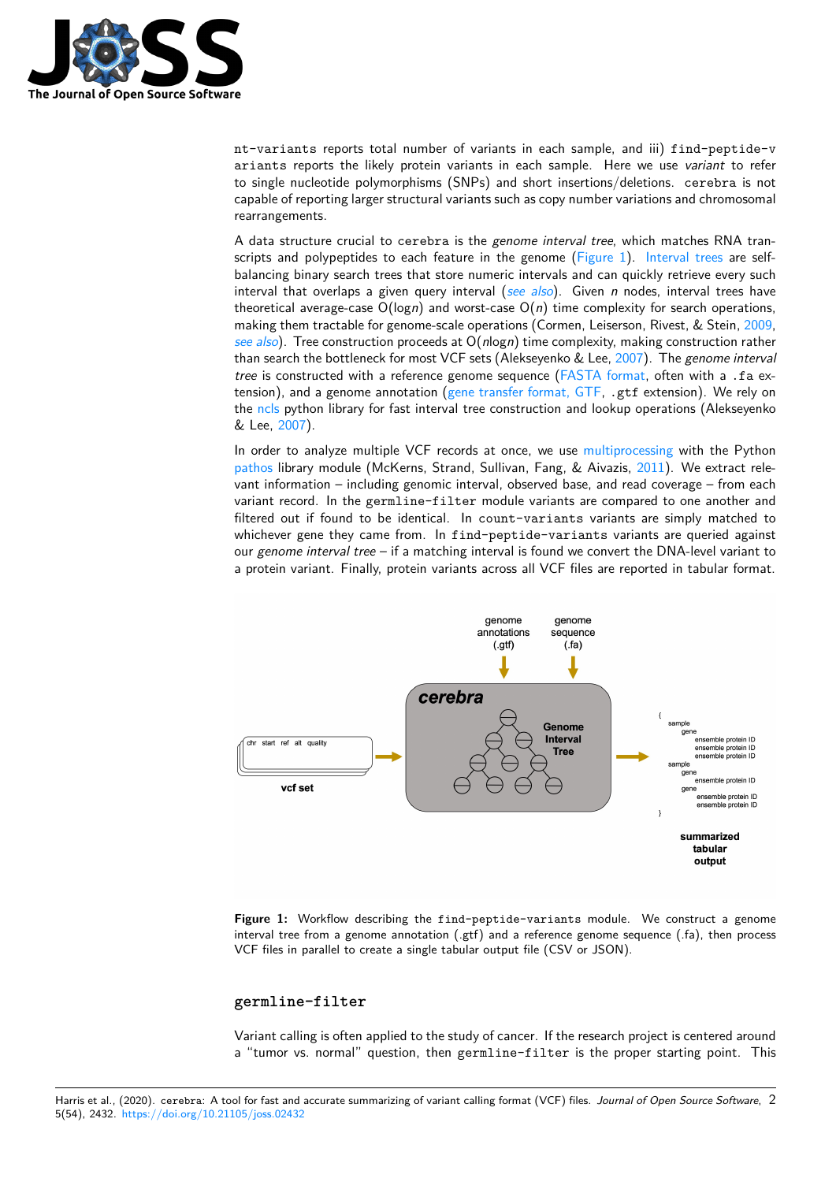nt-variants reports total number of variants in each sample, and iii) find-peptide-variants reports the likely protein variants in each sample. Here we use *variant* to refer to single nucleotide polymorphisms (SNPs) and short insertions/deletions. cerebra is not capable of reporting larger structural variants such as copy number variations and chromosomal rearrangements.

A data structure crucial to cerebra is the *genome interval tree*, which matches RNA transcripts and polypeptides to each feature in the genome (Figure 1). Interval trees are self-balancing binary search trees that store numeric intervals and can quickly retrieve every such interval that overlaps a given query interval (*see also*). Given $n$ nodes, interval trees have theoretical average-case $O(\log n)$ and worst-case $O(n)$ time complexity for search operations, making them tractable for genome-scale operations (Cormen, Leiserson, Rivest, & Stein, 2009, *see also*). Tree construction proceeds at $O(n \log n)$ time complexity, making construction rather than search the bottleneck for most VCF sets (Alekseyenko & Lee, 2007). The *genome interval tree* is constructed with a reference genome sequence (FASTA format, often with a .fa extension), and a genome annotation (gene transfer format, GTF, .gtf extension). We rely on the ncls python library for fast interval tree construction and lookup operations (Alekseyenko & Lee, 2007).

In order to analyze multiple VCF records at once, we use multiprocessing with the Python pathos library module (McKerns, Strand, Sullivan, Fang, & Aivazis, 2011). We extract relevant information – including genomic interval, observed base, and read coverage – from each variant record. In the germline-filter module variants are compared to one another and filtered out if found to be identical. In count-variants variants are simply matched to whichever gene they came from. In find-peptide-variants variants are queried against our *genome interval tree* – if a matching interval is found we convert the DNA-level variant to a protein variant. Finally, protein variants across all VCF files are reported in tabular format.

**Figure 1:** Workflow describing the find-peptide-variants module. We construct a genome interval tree from a genome annotation (.gtf) and a reference genome sequence (.fa), then process VCF files in parallel to create a single tabular output file (CSV or JSON).

## germline-filter

Variant calling is often applied to the study of cancer. If the research project is centered around a "tumor vs. normal" question, then germline-filter is the proper starting point. This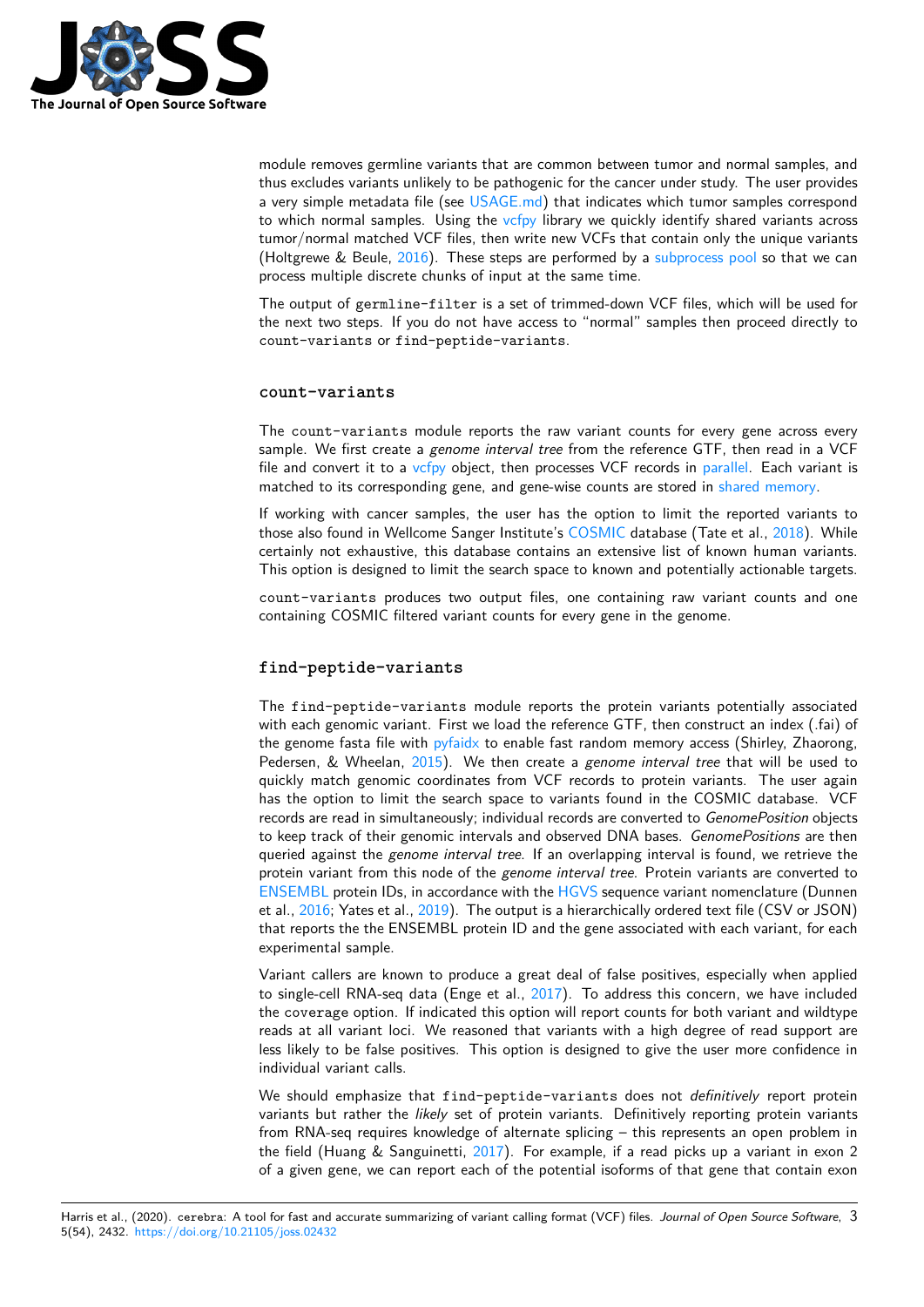module removes germline variants that are common between tumor and normal samples, and thus excludes variants unlikely to be pathogenic for the cancer under study. The user provides a very simple metadata file (see USAGE.md) that indicates which tumor samples correspond to which normal samples. Using the vcfpy library we quickly identify shared variants across tumor/normal matched VCF files, then write new VCFs that contain only the unique variants (Holtgrewe & Beule, 2016). These steps are performed by a subprocess pool so that we can process multiple discrete chunks of input at the same time.

The output of `germline-filter` is a set of trimmed-down VCF files, which will be used for the next two steps. If you do not have access to "normal" samples then proceed directly to `count-variants` or `find-peptide-variants`.

### `count-variants`

The `count-variants` module reports the raw variant counts for every gene across every sample. We first create a *genome interval tree* from the reference GTF, then read in a VCF file and convert it to a vcfpy object, then processes VCF records in parallel. Each variant is matched to its corresponding gene, and gene-wise counts are stored in shared memory.

If working with cancer samples, the user has the option to limit the reported variants to those also found in Wellcome Sanger Institute's COSMIC database (Tate et al., 2018). While certainly not exhaustive, this database contains an extensive list of known human variants. This option is designed to limit the search space to known and potentially actionable targets.

`count-variants` produces two output files, one containing raw variant counts and one containing COSMIC filtered variant counts for every gene in the genome.

### `find-peptide-variants`

The `find-peptide-variants` module reports the protein variants potentially associated with each genomic variant. First we load the reference GTF, then construct an index (.fai) of the genome fasta file with pyfaidx to enable fast random memory access (Shirley, Zhaorong, Pedersen, & Wheelan, 2015). We then create a *genome interval tree* that will be used to quickly match genomic coordinates from VCF records to protein variants. The user again has the option to limit the search space to variants found in the COSMIC database. VCF records are read in simultaneously; individual records are converted to *GenomePosition* objects to keep track of their genomic intervals and observed DNA bases. *GenomePositions* are then queried against the *genome interval tree*. If an overlapping interval is found, we retrieve the protein variant from this node of the *genome interval tree*. Protein variants are converted to ENSEMBL protein IDs, in accordance with the HGVS sequence variant nomenclature (Dunnen et al., 2016; Yates et al., 2019). The output is a hierarchically ordered text file (CSV or JSON) that reports the the ENSEMBL protein ID and the gene associated with each variant, for each experimental sample.

Variant callers are known to produce a great deal of false positives, especially when applied to single-cell RNA-seq data (Enge et al., 2017). To address this concern, we have included the `coverage` option. If indicated this option will report counts for both variant and wildtype reads at all variant loci. We reasoned that variants with a high degree of read support are less likely to be false positives. This option is designed to give the user more confidence in individual variant calls.

We should emphasize that `find-peptide-variants` does not *definitively* report protein variants but rather the *likely* set of protein variants. Definitively reporting protein variants from RNA-seq requires knowledge of alternate splicing – this represents an open problem in the field (Huang & Sanguinetti, 2017). For example, if a read picks up a variant in exon 2 of a given gene, we can report each of the potential isoforms of that gene that contain exon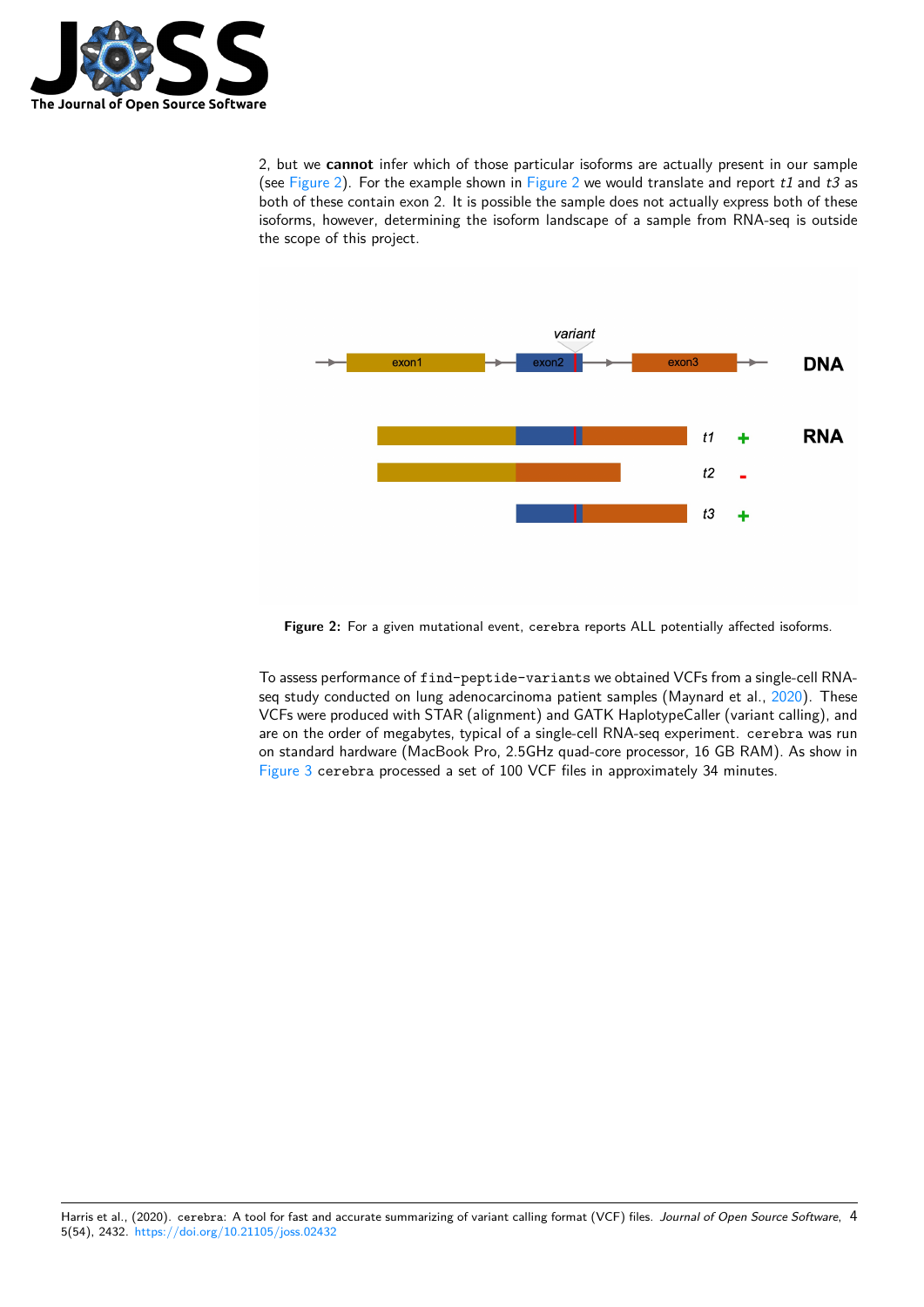2, but we **cannot** infer which of those particular isoforms are actually present in our sample (see Figure 2). For the example shown in Figure 2 we would translate and report *t1* and *t3* as both of these contain exon 2. It is possible the sample does not actually express both of these isoforms, however, determining the isoform landscape of a sample from RNA-seq is outside the scope of this project.

**Figure 2:** For a given mutational event, `cerebra` reports ALL potentially affected isoforms.

To assess performance of `find-peptide-variants` we obtained VCFs from a single-cell RNA-seq study conducted on lung adenocarcinoma patient samples (Maynard et al., 2020). These VCFs were produced with STAR (alignment) and GATK HaplotypeCaller (variant calling), and are on the order of megabytes, typical of a single-cell RNA-seq experiment. `cerebra` was run on standard hardware (MacBook Pro, 2.5GHz quad-core processor, 16 GB RAM). As show in Figure 3 `cerebra` processed a set of 100 VCF files in approximately 34 minutes.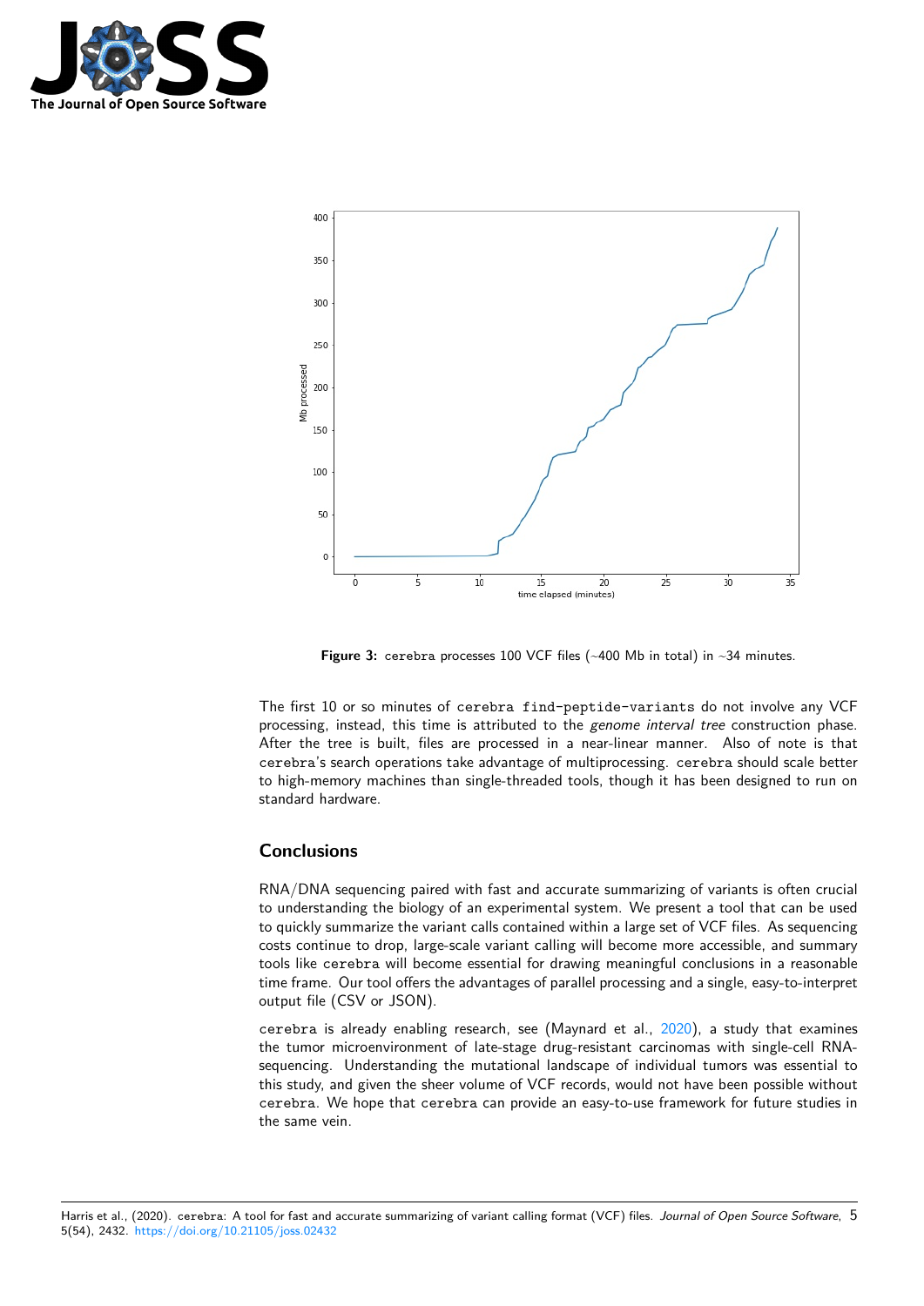Figure 3: `cerebra` processes 100 VCF files (~400 Mb in total) in ~34 minutes.

The first 10 or so minutes of `cerebra find-peptide-variants` do not involve any VCF processing, instead, this time is attributed to the *genome interval tree* construction phase. After the tree is built, files are processed in a near-linear manner. Also of note is that `cerebra`'s search operations take advantage of multiprocessing. `cerebra` should scale better to high-memory machines than single-threaded tools, though it has been designed to run on standard hardware.

## Conclusions

RNA/DNA sequencing paired with fast and accurate summarizing of variants is often crucial to understanding the biology of an experimental system. We present a tool that can be used to quickly summarize the variant calls contained within a large set of VCF files. As sequencing costs continue to drop, large-scale variant calling will become more accessible, and summary tools like `cerebra` will become essential for drawing meaningful conclusions in a reasonable time frame. Our tool offers the advantages of parallel processing and a single, easy-to-interpret output file (CSV or JSON).

`cerebra` is already enabling research, see (Maynard et al., 2020), a study that examines the tumor microenvironment of late-stage drug-resistant carcinomas with single-cell RNA-sequencing. Understanding the mutational landscape of individual tumors was essential to this study, and given the sheer volume of VCF records, would not have been possible without `cerebra`. We hope that `cerebra` can provide an easy-to-use framework for future studies in the same vein.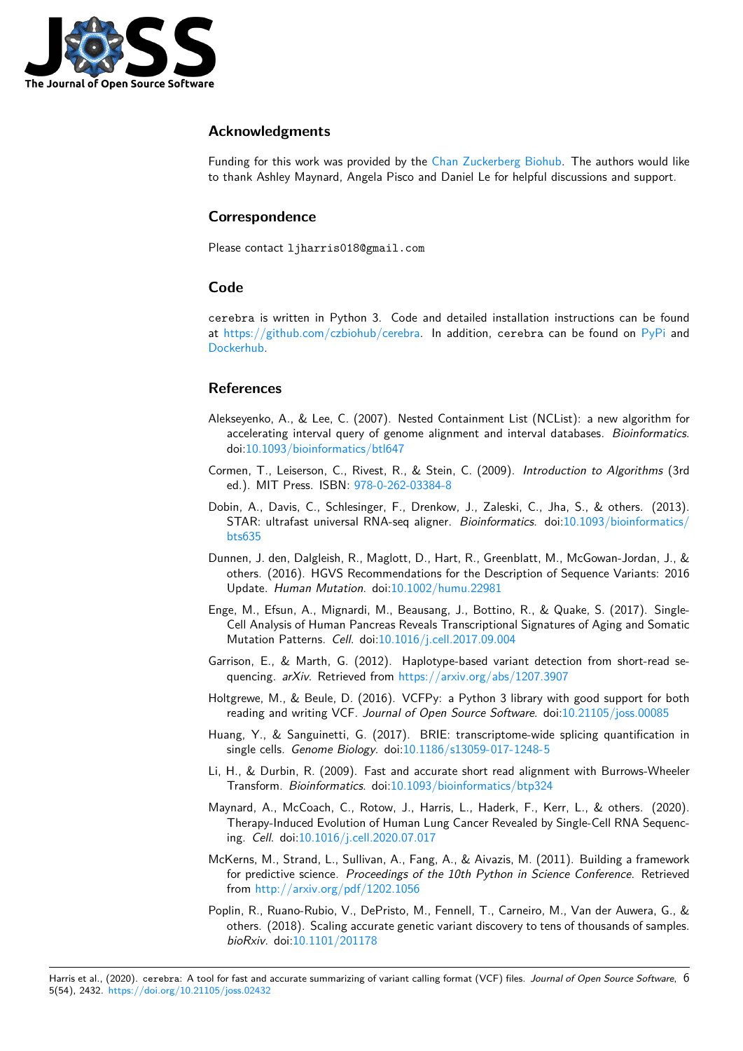## Acknowledgments

Funding for this work was provided by the Chan Zuckerberg Biohub. The authors would like to thank Ashley Maynard, Angela Pisco and Daniel Le for helpful discussions and support.

## Correspondence

Please contact `ljharris018@gmail.com`

## Code

`cerebra` is written in Python 3. Code and detailed installation instructions can be found at https://github.com/czbiohub/cerebra. In addition, `cerebra` can be found on PyPi and Dockerhub.

## References

Alekseyenko, A., & Lee, C. (2007). Nested Containment List (NCList): a new algorithm for accelerating interval query of genome alignment and interval databases. *Bioinformatics*. doi:10.1093/bioinformatics/btl647

Cormen, T., Leiserson, C., Rivest, R., & Stein, C. (2009). *Introduction to Algorithms* (3rd ed.). MIT Press. ISBN: 978-0-262-03384-8

Dobin, A., Davis, C., Schlesinger, F., Drenkow, J., Zaleski, C., Jha, S., & others. (2013). STAR: ultrafast universal RNA-seq aligner. *Bioinformatics*. doi:10.1093/bioinformatics/bts635

Dunnen, J. den, Dalgleish, R., Maglott, D., Hart, R., Greenblatt, M., McGowan-Jordan, J., & others. (2016). HGVS Recommendations for the Description of Sequence Variants: 2016 Update. *Human Mutation*. doi:10.1002/humu.22981

Enge, M., Efsun, A., Mignardi, M., Beausang, J., Bottino, R., & Quake, S. (2017). Single-Cell Analysis of Human Pancreas Reveals Transcriptional Signatures of Aging and Somatic Mutation Patterns. *Cell*. doi:10.1016/j.cell.2017.09.004

Garrison, E., & Marth, G. (2012). Haplotype-based variant detection from short-read sequencing. *arXiv*. Retrieved from https://arxiv.org/abs/1207.3907

Holtgrewe, M., & Beule, D. (2016). VCFPy: a Python 3 library with good support for both reading and writing VCF. *Journal of Open Source Software*. doi:10.21105/joss.00085

Huang, Y., & Sanguinetti, G. (2017). BRIE: transcriptome-wide splicing quantification in single cells. *Genome Biology*. doi:10.1186/s13059-017-1248-5

Li, H., & Durbin, R. (2009). Fast and accurate short read alignment with Burrows-Wheeler Transform. *Bioinformatics*. doi:10.1093/bioinformatics/btp324

Maynard, A., McCoach, C., Rotow, J., Harris, L., Haderk, F., Kerr, L., & others. (2020). Therapy-Induced Evolution of Human Lung Cancer Revealed by Single-Cell RNA Sequencing. *Cell*. doi:10.1016/j.cell.2020.07.017

McKerns, M., Strand, L., Sullivan, A., Fang, A., & Aivazis, M. (2011). Building a framework for predictive science. *Proceedings of the 10th Python in Science Conference*. Retrieved from http://arxiv.org/pdf/1202.1056

Poplin, R., Ruano-Rubio, V., DePristo, M., Fennell, T., Carneiro, M., Van der Auwera, G., & others. (2018). Scaling accurate genetic variant discovery to tens of thousands of samples. *bioRxiv*. doi:10.1101/201178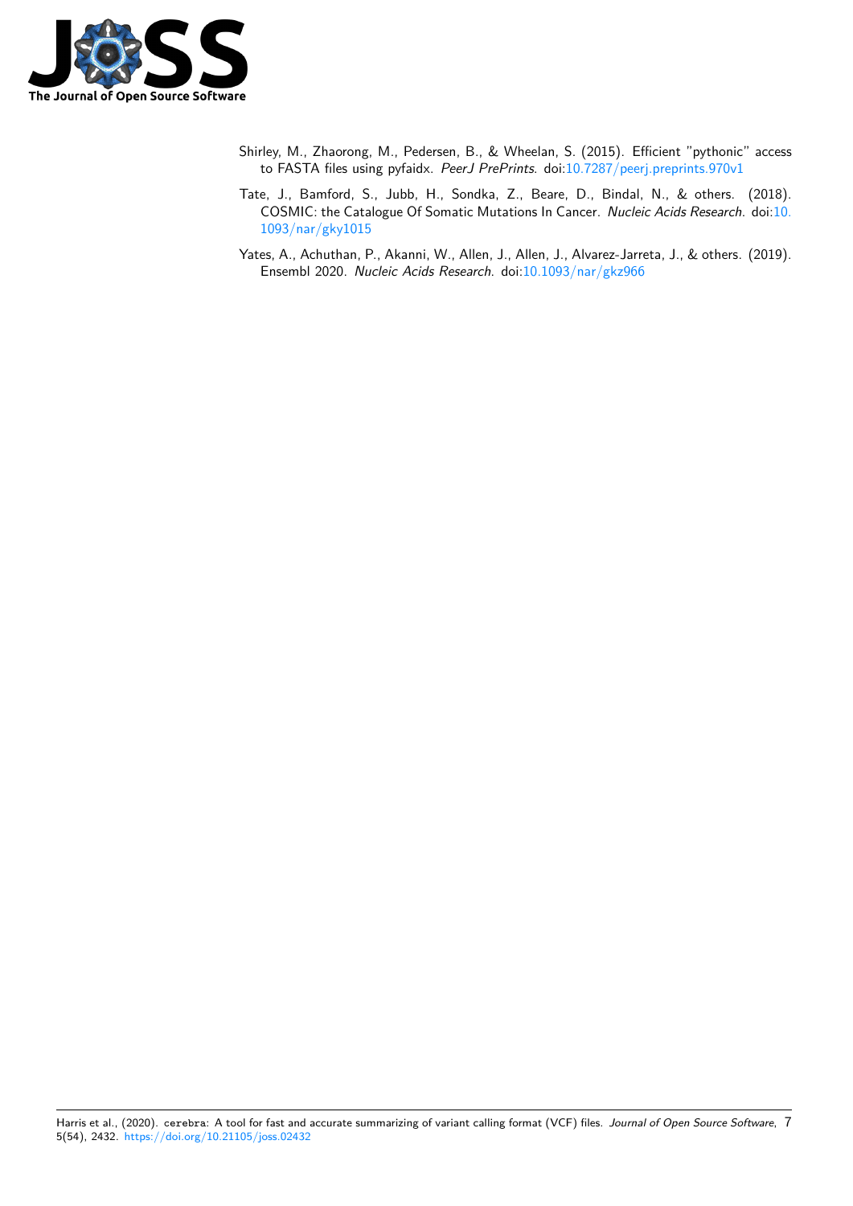Shirley, M., Zhaorong, M., Pedersen, B., & Wheelan, S. (2015). Efficient "pythonic" access to FASTA files using pyfaidx. *PeerJ PrePrints*. doi:10.7287/peerj.preprints.970v1

Tate, J., Bamford, S., Jubb, H., Sondka, Z., Beare, D., Bindal, N., & others. (2018). COSMIC: the Catalogue Of Somatic Mutations In Cancer. *Nucleic Acids Research*. doi:10.1093/nar/gky1015

Yates, A., Achuthan, P., Akanni, W., Allen, J., Allen, J., Alvarez-Jarreta, J., & others. (2019). Ensembl 2020. *Nucleic Acids Research*. doi:10.1093/nar/gkz966